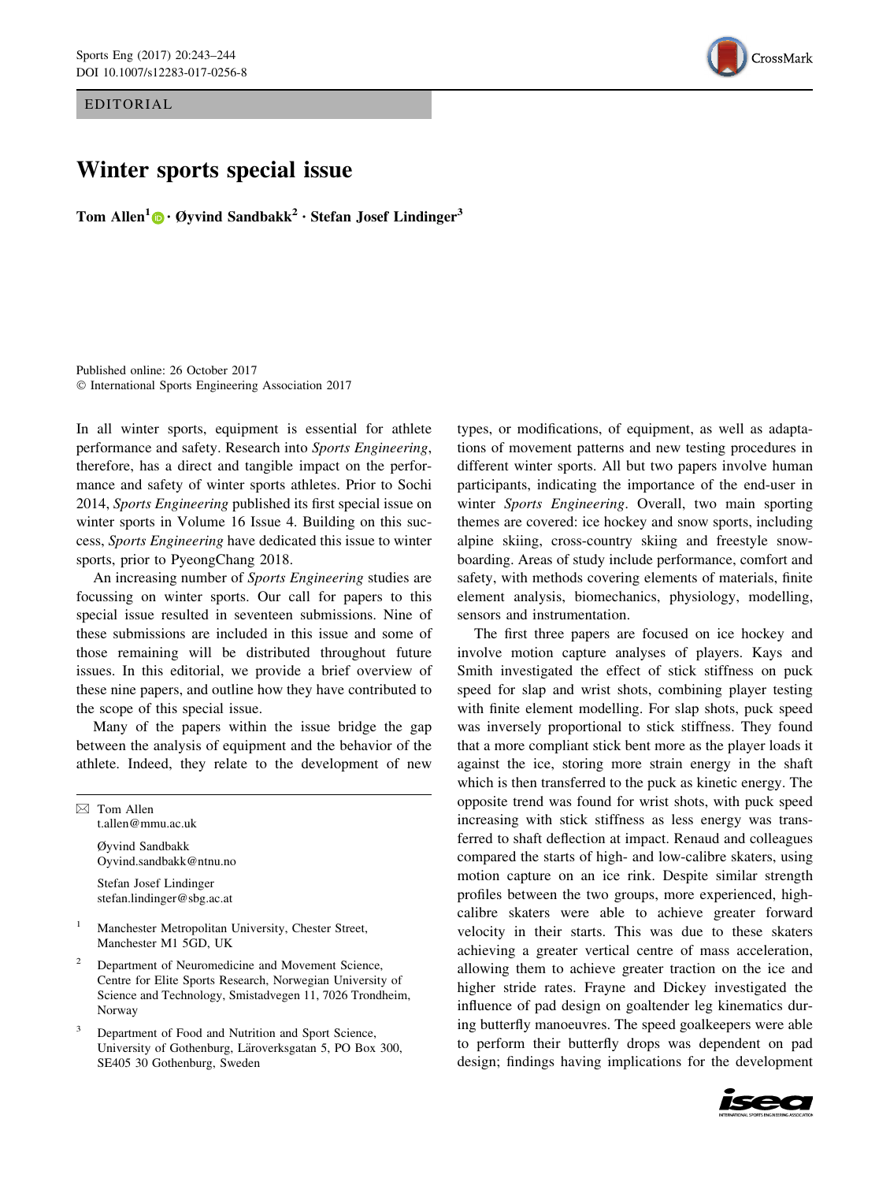EDITORIAL

# Winter sports special issue

**Tom Allen[1] · Øyvind Sandbakk[2] · Stefan Josef Lindinger[3]**

Published online: 26 October 2017
© International Sports Engineering Association 2017

In all winter sports, equipment is essential for athlete performance and safety. Research into *Sports Engineering*, therefore, has a direct and tangible impact on the performance and safety of winter sports athletes. Prior to Sochi 2014, *Sports Engineering* published its first special issue on winter sports in Volume 16 Issue 4. Building on this success, *Sports Engineering* have dedicated this issue to winter sports, prior to PyeongChang 2018.

An increasing number of *Sports Engineering* studies are focussing on winter sports. Our call for papers to this special issue resulted in seventeen submissions. Nine of these submissions are included in this issue and some of those remaining will be distributed throughout future issues. In this editorial, we provide a brief overview of these nine papers, and outline how they have contributed to the scope of this special issue.

Many of the papers within the issue bridge the gap between the analysis of equipment and the behavior of the athlete. Indeed, they relate to the development of new types, or modifications, of equipment, as well as adaptations of movement patterns and new testing procedures in different winter sports. All but two papers involve human participants, indicating the importance of the end-user in winter *Sports Engineering*. Overall, two main sporting themes are covered: ice hockey and snow sports, including alpine skiing, cross-country skiing and freestyle snowboarding. Areas of study include performance, comfort and safety, with methods covering elements of materials, finite element analysis, biomechanics, physiology, modelling, sensors and instrumentation.

The first three papers are focused on ice hockey and involve motion capture analyses of players. Kays and Smith investigated the effect of stick stiffness on puck speed for slap and wrist shots, combining player testing with finite element modelling. For slap shots, puck speed was inversely proportional to stick stiffness. They found that a more compliant stick bent more as the player loads it against the ice, storing more strain energy in the shaft which is then transferred to the puck as kinetic energy. The opposite trend was found for wrist shots, with puck speed increasing with stick stiffness as less energy was transferred to shaft deflection at impact. Renaud and colleagues compared the starts of high- and low-calibre skaters, using motion capture on an ice rink. Despite similar strength profiles between the two groups, more experienced, high-calibre skaters were able to achieve greater forward velocity in their starts. This was due to these skaters achieving a greater vertical centre of mass acceleration, allowing them to achieve greater traction on the ice and higher stride rates. Frayne and Dickey investigated the influence of pad design on goaltender leg kinematics during butterfly manoeuvres. The speed goalkeepers were able to perform their butterfly drops was dependent on pad design; findings having implications for the development

✉ Tom Allen
t.allen@mmu.ac.uk

Øyvind Sandbakk
Oyvind.sandbakk@ntnu.no

Stefan Josef Lindinger
stefan.lindinger@sbg.ac.at

[1] Manchester Metropolitan University, Chester Street, Manchester M1 5GD, UK

[2] Department of Neuromedicine and Movement Science, Centre for Elite Sports Research, Norwegian University of Science and Technology, Smistadvegen 11, 7026 Trondheim, Norway

[3] Department of Food and Nutrition and Sport Science, University of Gothenburg, Läroverksgatan 5, PO Box 300, SE405 30 Gothenburg, Sweden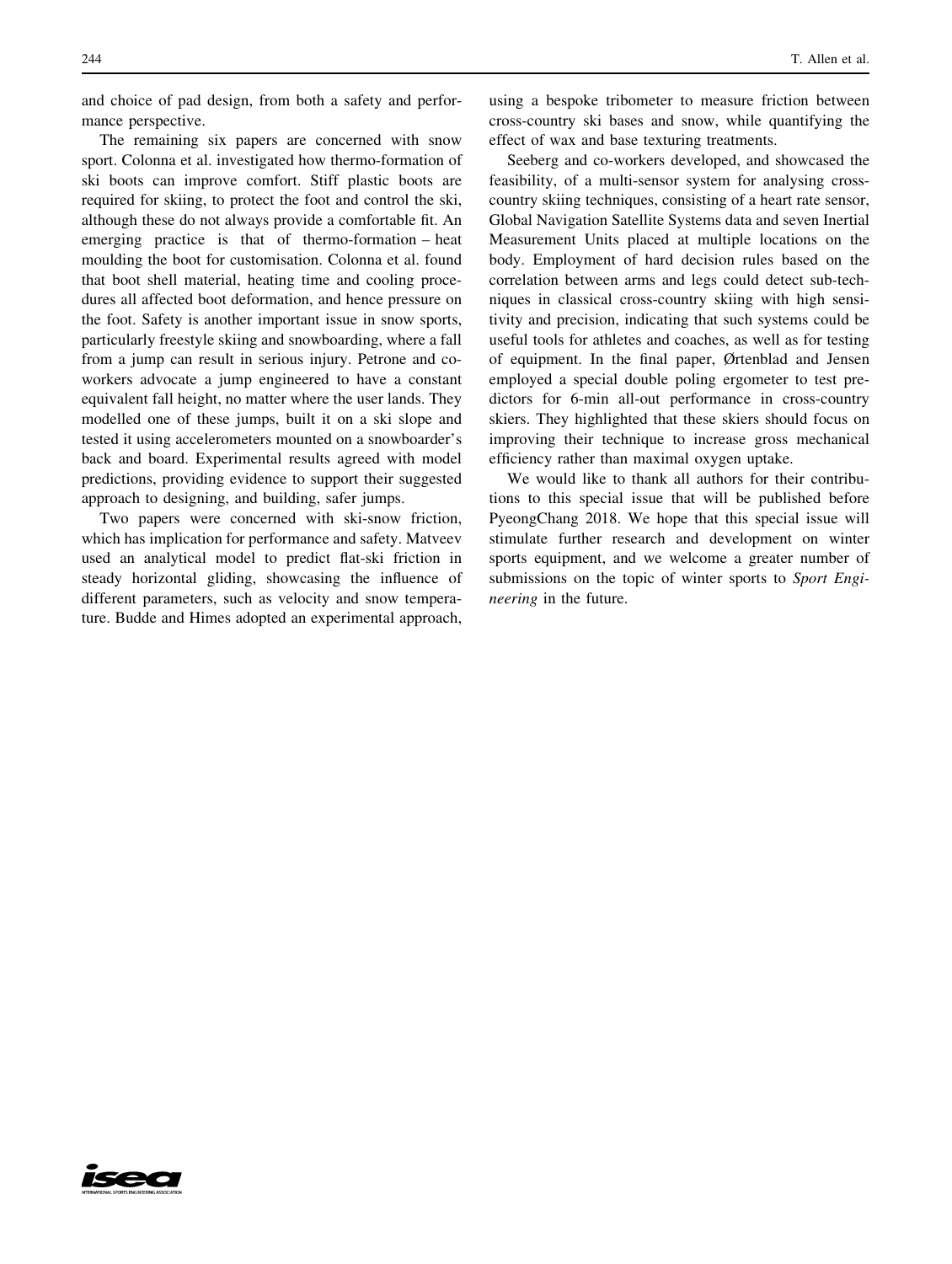and choice of pad design, from both a safety and performance perspective.

The remaining six papers are concerned with snow sport. Colonna et al. investigated how thermo-formation of ski boots can improve comfort. Stiff plastic boots are required for skiing, to protect the foot and control the ski, although these do not always provide a comfortable fit. An emerging practice is that of thermo-formation – heat moulding the boot for customisation. Colonna et al. found that boot shell material, heating time and cooling procedures all affected boot deformation, and hence pressure on the foot. Safety is another important issue in snow sports, particularly freestyle skiing and snowboarding, where a fall from a jump can result in serious injury. Petrone and co-workers advocate a jump engineered to have a constant equivalent fall height, no matter where the user lands. They modelled one of these jumps, built it on a ski slope and tested it using accelerometers mounted on a snowboarder's back and board. Experimental results agreed with model predictions, providing evidence to support their suggested approach to designing, and building, safer jumps.

Two papers were concerned with ski-snow friction, which has implication for performance and safety. Matveev used an analytical model to predict flat-ski friction in steady horizontal gliding, showcasing the influence of different parameters, such as velocity and snow temperature. Budde and Himes adopted an experimental approach, using a bespoke tribometer to measure friction between cross-country ski bases and snow, while quantifying the effect of wax and base texturing treatments.

Seeberg and co-workers developed, and showcased the feasibility, of a multi-sensor system for analysing cross-country skiing techniques, consisting of a heart rate sensor, Global Navigation Satellite Systems data and seven Inertial Measurement Units placed at multiple locations on the body. Employment of hard decision rules based on the correlation between arms and legs could detect sub-techniques in classical cross-country skiing with high sensitivity and precision, indicating that such systems could be useful tools for athletes and coaches, as well as for testing of equipment. In the final paper, Ørtenblad and Jensen employed a special double poling ergometer to test predictors for 6-min all-out performance in cross-country skiers. They highlighted that these skiers should focus on improving their technique to increase gross mechanical efficiency rather than maximal oxygen uptake.

We would like to thank all authors for their contributions to this special issue that will be published before PyeongChang 2018. We hope that this special issue will stimulate further research and development on winter sports equipment, and we welcome a greater number of submissions on the topic of winter sports to *Sport Engineering* in the future.